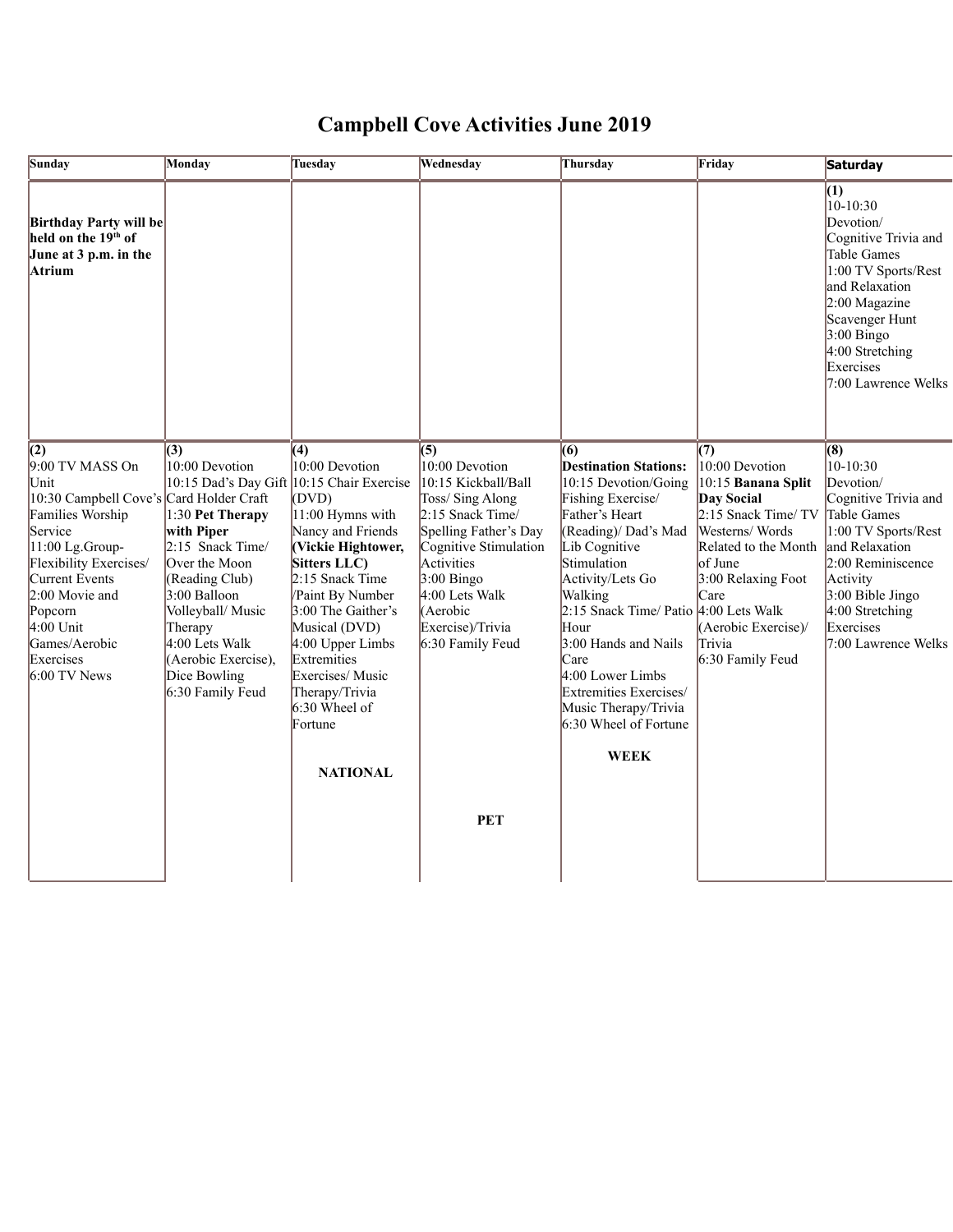# Campbell Cove Activities June 2019

| Sunday | Monday | Tuesday | Wednesday | Thursday | Friday | Saturday |
|---|---|---|---|---|---|---|
| **Birthday Party will be held on the 19th of June at 3 p.m. in the Atrium** | | | | | | **(1)**<br>10-10:30 Devotion/ Cognitive Trivia and Table Games<br>1:00 TV Sports/Rest and Relaxation<br>2:00 Magazine Scavenger Hunt<br>3:00 Bingo<br>4:00 Stretching Exercises<br>7:00 Lawrence Welks |
| **(2)**<br>9:00 TV MASS On Unit<br>10:30 Campbell Cove's Families Worship Service<br>11:00 Lg.Group- Flexibility Exercises/ Current Events<br>2:00 Movie and Popcorn<br>4:00 Unit Games/Aerobic Exercises<br>6:00 TV News | **(3)**<br>10:00 Devotion<br>10:15 Dad's Day Gift Card Holder Craft<br>1:30 **Pet Therapy with Piper**<br>2:15 Snack Time/ Over the Moon (Reading Club)<br>3:00 Balloon Volleyball/ Music Therapy<br>4:00 Lets Walk (Aerobic Exercise), Dice Bowling<br>6:30 Family Feud | **(4)**<br>10:00 Devotion<br>10:15 Chair Exercise (DVD)<br>11:00 Hymns with Nancy and Friends **(Vickie Hightower, Sitters LLC)**<br>2:15 Snack Time /Paint By Number<br>3:00 The Gaither's Musical (DVD)<br>4:00 Upper Limbs Extremities Exercises/ Music Therapy/Trivia<br>6:30 Wheel of Fortune<br><br>**NATIONAL** | **(5)**<br>10:00 Devotion<br>10:15 Kickball/Ball Toss/ Sing Along<br>2:15 Snack Time/ Spelling Father's Day Cognitive Stimulation Activities<br>3:00 Bingo<br>4:00 Lets Walk (Aerobic Exercise)/Trivia<br>6:30 Family Feud<br><br>**PET** | **(6)**<br>**Destination Stations:**<br>10:15 Devotion/Going Fishing Exercise/ Father's Heart (Reading)/ Dad's Mad Lib Cognitive Stimulation Activity/Lets Go Walking<br>2:15 Snack Time/ Patio Hour<br>3:00 Hands and Nails Care<br>4:00 Lower Limbs Extremities Exercises/ Music Therapy/Trivia<br>6:30 Wheel of Fortune<br><br>**WEEK** | **(7)**<br>10:00 Devotion<br>10:15 **Banana Split Day Social**<br>2:15 Snack Time/ TV Westerns/ Words Related to the Month of June<br>3:00 Relaxing Foot Care<br>4:00 Lets Walk (Aerobic Exercise)/ Trivia<br>6:30 Family Feud | **(8)**<br>10-10:30 Devotion/ Cognitive Trivia and Table Games<br>1:00 TV Sports/Rest and Relaxation<br>2:00 Reminiscence Activity<br>3:00 Bible Jingo<br>4:00 Stretching Exercises<br>7:00 Lawrence Welks |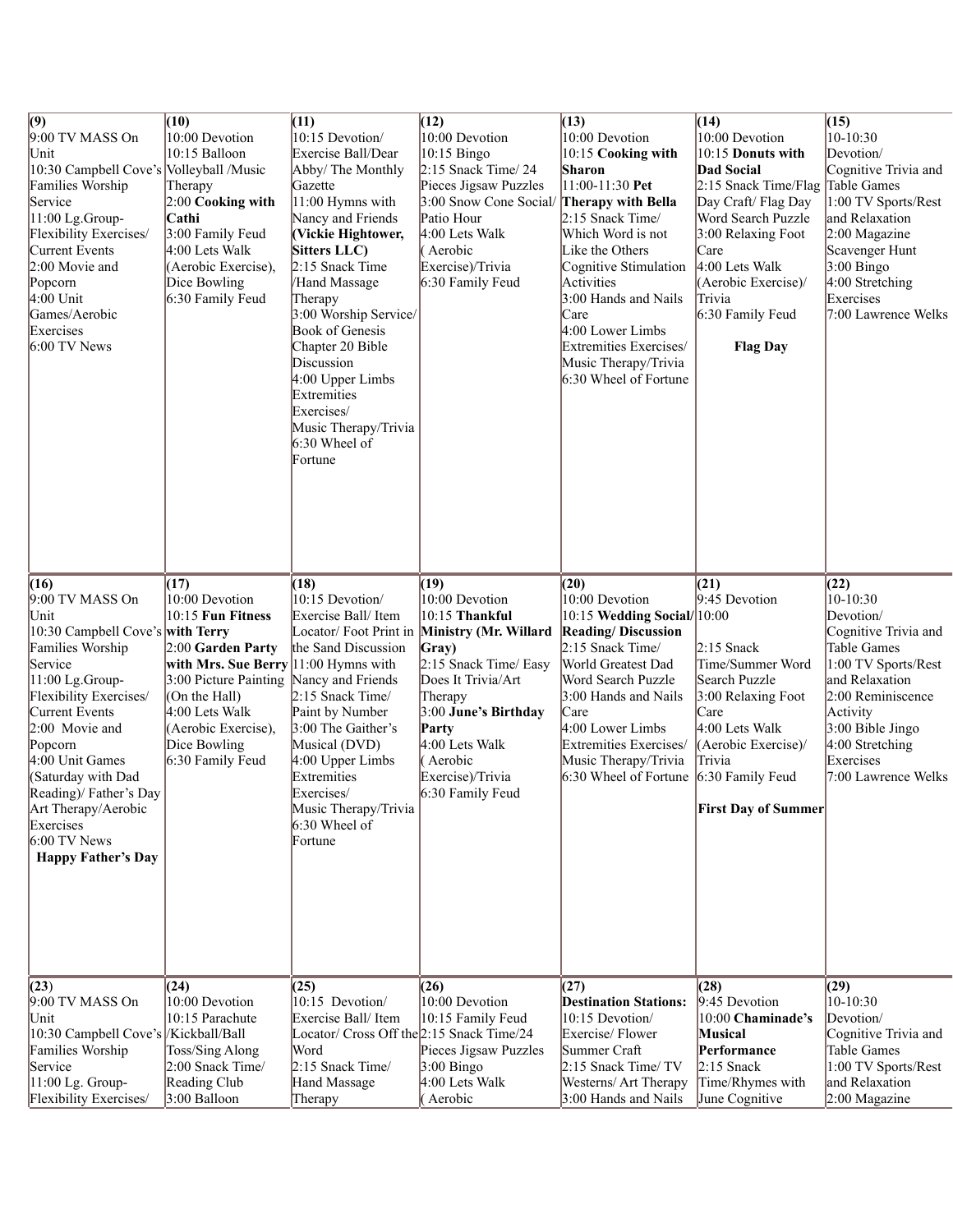| | | | | | | |
|---|---|---|---|---|---|---|
| **(9)**<br>9:00 TV MASS On Unit<br>10:30 Campbell Cove's Families Worship Service<br>11:00 Lg.Group- Flexibility Exercises/ Current Events<br>2:00 Movie and Popcorn<br>4:00 Unit Games/Aerobic Exercises<br>6:00 TV News | **(10)**<br>10:00 Devotion<br>10:15 Balloon Volleyball /Music Therapy<br>2:00 **Cooking with Cathi**<br>3:00 Family Feud<br>4:00 Lets Walk (Aerobic Exercise), Dice Bowling<br>6:30 Family Feud | **(11)**<br>10:15 Devotion/ Exercise Ball/Dear Abby/ The Monthly Gazette<br>11:00 Hymns with Nancy and Friends **(Vickie Hightower, Sitters LLC)**<br>2:15 Snack Time /Hand Massage Therapy<br>3:00 Worship Service/ Book of Genesis Chapter 20 Bible Discussion<br>4:00 Upper Limbs Extremities Exercises/ Music Therapy/Trivia<br>6:30 Wheel of Fortune | **(12)**<br>10:00 Devotion<br>10:15 Bingo<br>2:15 Snack Time/ 24 Pieces Jigsaw Puzzles<br>3:00 Snow Cone Social/ Patio Hour<br>4:00 Lets Walk ( Aerobic Exercise)/Trivia<br>6:30 Family Feud | **(13)**<br>10:00 Devotion<br>10:15 **Cooking with Sharon**<br>11:00-11:30 **Pet Therapy with Bella**<br>2:15 Snack Time/ Which Word is not Like the Others Cognitive Stimulation Activities<br>3:00 Hands and Nails Care<br>4:00 Lower Limbs Extremities Exercises/ Music Therapy/Trivia<br>6:30 Wheel of Fortune | **(14)**<br>10:00 Devotion<br>10:15 **Donuts with Dad Social**<br>2:15 Snack Time/Flag Day Craft/ Flag Day Word Search Puzzle<br>3:00 Relaxing Foot Care<br>4:00 Lets Walk (Aerobic Exercise)/ Trivia<br>6:30 Family Feud<br>**Flag Day** | **(15)**<br>10-10:30 Devotion/ Cognitive Trivia and Table Games<br>1:00 TV Sports/Rest and Relaxation<br>2:00 Magazine Scavenger Hunt<br>3:00 Bingo<br>4:00 Stretching Exercises<br>7:00 Lawrence Welks |
| **(16)**<br>9:00 TV MASS On Unit<br>10:30 Campbell Cove's Families Worship Service<br>11:00 Lg.Group- Flexibility Exercises/ Current Events<br>2:00 Movie and Popcorn<br>4:00 Unit Games (Saturday with Dad Reading)/ Father's Day Art Therapy/Aerobic Exercises<br>6:00 TV News<br>**Happy Father's Day** | **(17)**<br>10:00 Devotion<br>10:15 **Fun Fitness with Terry**<br>2:00 **Garden Party with Mrs. Sue Berry**<br>3:00 Picture Painting (On the Hall)<br>4:00 Lets Walk (Aerobic Exercise), Dice Bowling<br>6:30 Family Feud | **(18)**<br>10:15 Devotion/ Exercise Ball/ Item Locator/ Foot Print in the Sand Discussion<br>11:00 Hymns with Nancy and Friends<br>2:15 Snack Time/ Paint by Number<br>3:00 The Gaither's Musical (DVD)<br>4:00 Upper Limbs Extremities Exercises/ Music Therapy/Trivia<br>6:30 Wheel of Fortune | **(19)**<br>10:00 Devotion<br>10:15 **Thankful Ministry (Mr. Willard Gray)**<br>2:15 Snack Time/ Easy Does It Trivia/Art Therapy<br>3:00 **June's Birthday Party**<br>4:00 Lets Walk ( Aerobic Exercise)/Trivia<br>6:30 Family Feud | **(20)**<br>10:00 Devotion<br>10:15 **Wedding Social/ Reading/ Discussion**<br>2:15 Snack Time/ World Greatest Dad Word Search Puzzle<br>3:00 Hands and Nails Care<br>4:00 Lower Limbs Extremities Exercises/ Music Therapy/Trivia<br>6:30 Wheel of Fortune | **(21)**<br>9:45 Devotion<br>10:00<br>2:15 Snack Time/Summer Word Search Puzzle<br>3:00 Relaxing Foot Care<br>4:00 Lets Walk (Aerobic Exercise)/ Trivia<br>6:30 Family Feud<br>**First Day of Summer** | **(22)**<br>10-10:30 Devotion/ Cognitive Trivia and Table Games<br>1:00 TV Sports/Rest and Relaxation<br>2:00 Reminiscence Activity<br>3:00 Bible Jingo<br>4:00 Stretching Exercises<br>7:00 Lawrence Welks |
| **(23)**<br>9:00 TV MASS On Unit<br>10:30 Campbell Cove's Families Worship Service<br>11:00 Lg. Group- Flexibility Exercises/ | **(24)**<br>10:00 Devotion<br>10:15 Parachute /Kickball/Ball Toss/Sing Along<br>2:00 Snack Time/ Reading Club<br>3:00 Balloon | **(25)**<br>10:15 Devotion/ Exercise Ball/ Item Locator/ Cross Off the Word<br>2:15 Snack Time/ Hand Massage Therapy | **(26)**<br>10:00 Devotion<br>10:15 Family Feud<br>2:15 Snack Time/24 Pieces Jigsaw Puzzles<br>3:00 Bingo<br>4:00 Lets Walk ( Aerobic | **(27)**<br>**Destination Stations:**<br>10:15 Devotion/ Exercise/ Flower Summer Craft<br>2:15 Snack Time/ TV Westerns/ Art Therapy<br>3:00 Hands and Nails | **(28)**<br>9:45 Devotion<br>10:00 **Chaminade's Musical Performance**<br>2:15 Snack Time/Rhymes with June Cognitive | **(29)**<br>10-10:30 Devotion/ Cognitive Trivia and Table Games<br>1:00 TV Sports/Rest and Relaxation<br>2:00 Magazine |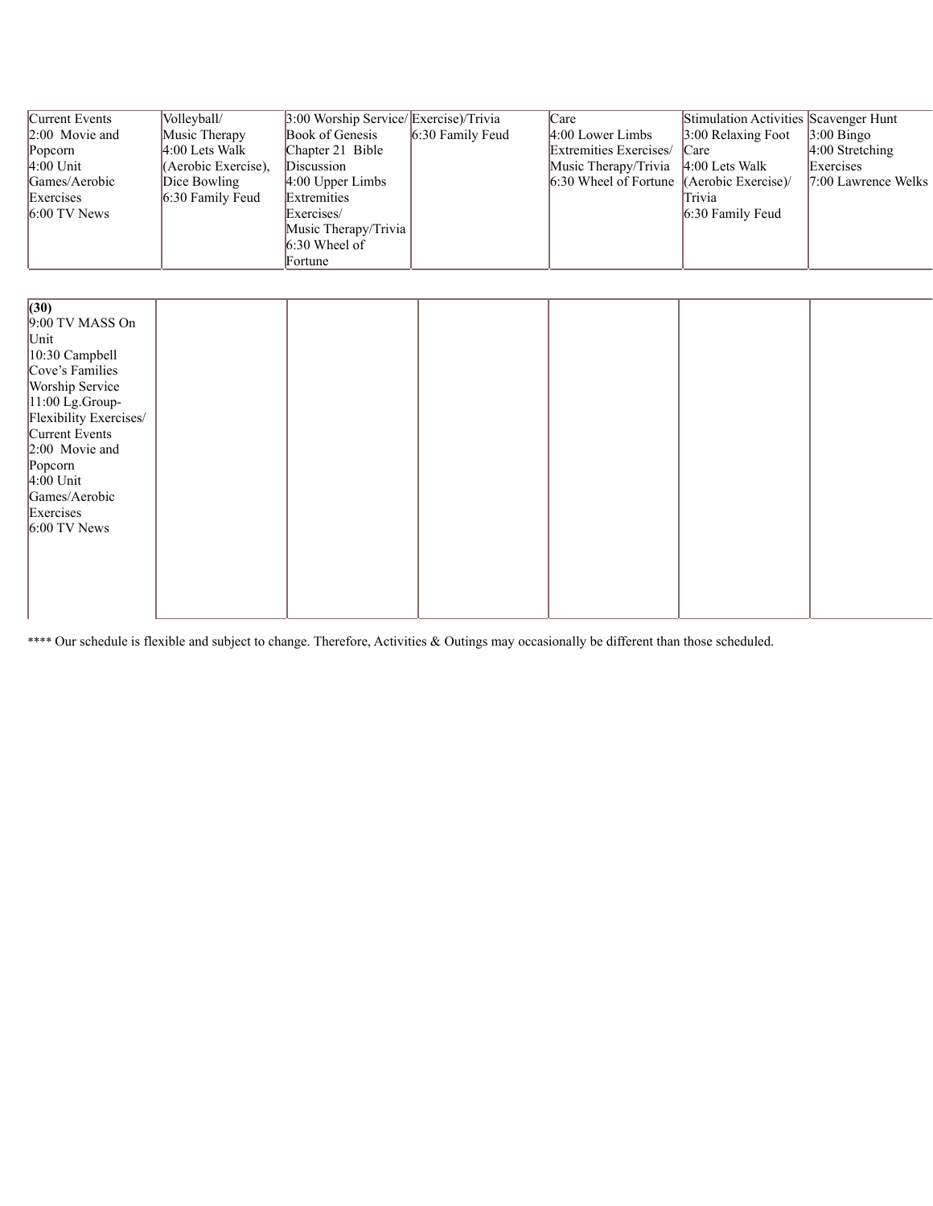| | | | | | | |
|---|---|---|---|---|---|---|
| Current Events<br>2:00 Movie and Popcorn<br>4:00 Unit Games/Aerobic Exercises<br>6:00 TV News | Volleyball/ Music Therapy<br>4:00 Lets Walk (Aerobic Exercise), Dice Bowling<br>6:30 Family Feud | 3:00 Worship Service/ Book of Genesis Chapter 21 Bible Discussion<br>4:00 Upper Limbs Extremities Exercises/ Music Therapy/Trivia<br>6:30 Wheel of Fortune | Exercise)/Trivia<br>6:30 Family Feud | Care<br>4:00 Lower Limbs Extremities Exercises/ Music Therapy/Trivia<br>6:30 Wheel of Fortune | Stimulation Activities<br>3:00 Relaxing Foot Care<br>4:00 Lets Walk (Aerobic Exercise)/ Trivia<br>6:30 Family Feud | Scavenger Hunt<br>3:00 Bingo<br>4:00 Stretching Exercises<br>7:00 Lawrence Welks |
| **(30)**<br>9:00 TV MASS On Unit<br>10:30 Campbell Cove's Families Worship Service<br>11:00 Lg.Group- Flexibility Exercises/ Current Events<br>2:00 Movie and Popcorn<br>4:00 Unit Games/Aerobic Exercises<br>6:00 TV News | | | | | | |

**** Our schedule is flexible and subject to change. Therefore, Activities & Outings may occasionally be different than those scheduled.